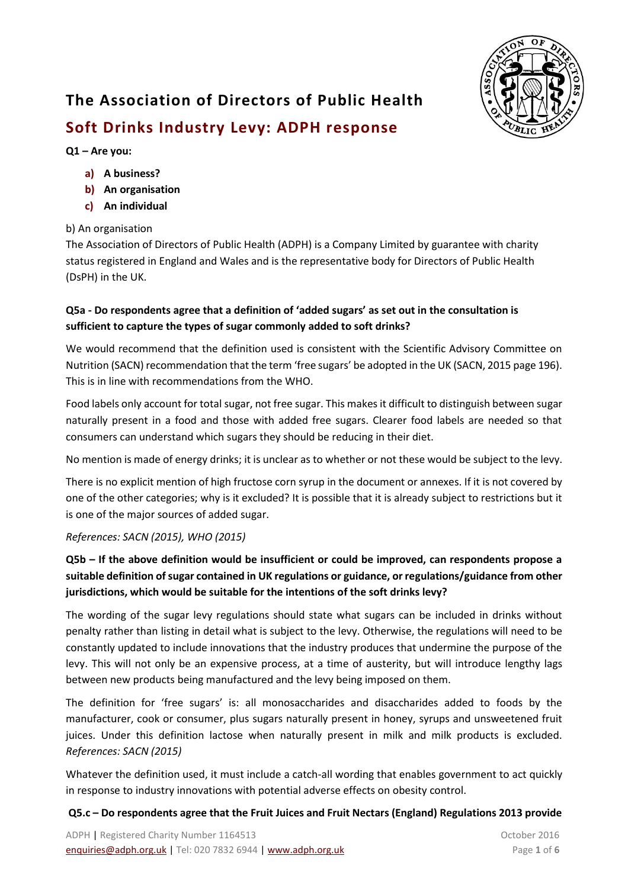# The Association of Directors of Public Health

## Soft Drinks Industry Levy: ADPH response

**Q1 – Are you:**

- **a) A business?**
- **b) An organisation**
- **c) An individual**

b) An organisation

The Association of Directors of Public Health (ADPH) is a Company Limited by guarantee with charity status registered in England and Wales and is the representative body for Directors of Public Health (DsPH) in the UK.

**Q5a - Do respondents agree that a definition of 'added sugars' as set out in the consultation is sufficient to capture the types of sugar commonly added to soft drinks?**

We would recommend that the definition used is consistent with the Scientific Advisory Committee on Nutrition (SACN) recommendation that the term 'free sugars' be adopted in the UK (SACN, 2015 page 196). This is in line with recommendations from the WHO.

Food labels only account for total sugar, not free sugar. This makes it difficult to distinguish between sugar naturally present in a food and those with added free sugars. Clearer food labels are needed so that consumers can understand which sugars they should be reducing in their diet.

No mention is made of energy drinks; it is unclear as to whether or not these would be subject to the levy.

There is no explicit mention of high fructose corn syrup in the document or annexes. If it is not covered by one of the other categories; why is it excluded? It is possible that it is already subject to restrictions but it is one of the major sources of added sugar.

*References: SACN (2015), WHO (2015)*

**Q5b – If the above definition would be insufficient or could be improved, can respondents propose a suitable definition of sugar contained in UK regulations or guidance, or regulations/guidance from other jurisdictions, which would be suitable for the intentions of the soft drinks levy?**

The wording of the sugar levy regulations should state what sugars can be included in drinks without penalty rather than listing in detail what is subject to the levy. Otherwise, the regulations will need to be constantly updated to include innovations that the industry produces that undermine the purpose of the levy. This will not only be an expensive process, at a time of austerity, but will introduce lengthy lags between new products being manufactured and the levy being imposed on them.

The definition for 'free sugars' is: all monosaccharides and disaccharides added to foods by the manufacturer, cook or consumer, plus sugars naturally present in honey, syrups and unsweetened fruit juices. Under this definition lactose when naturally present in milk and milk products is excluded. *References: SACN (2015)*

Whatever the definition used, it must include a catch-all wording that enables government to act quickly in response to industry innovations with potential adverse effects on obesity control.

**Q5.c – Do respondents agree that the Fruit Juices and Fruit Nectars (England) Regulations 2013 provide**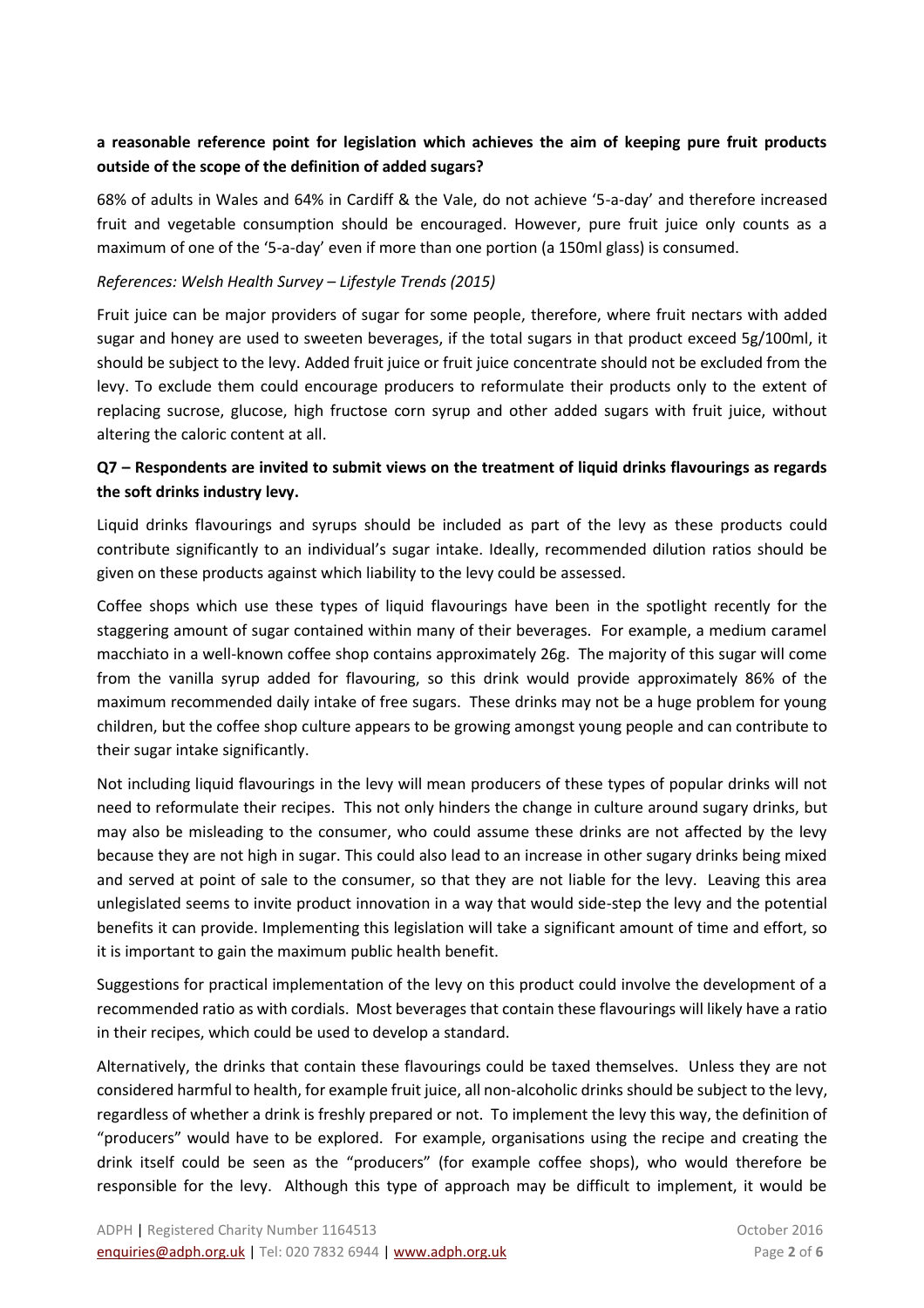**a reasonable reference point for legislation which achieves the aim of keeping pure fruit products outside of the scope of the definition of added sugars?**

68% of adults in Wales and 64% in Cardiff & the Vale, do not achieve '5-a-day' and therefore increased fruit and vegetable consumption should be encouraged. However, pure fruit juice only counts as a maximum of one of the '5-a-day' even if more than one portion (a 150ml glass) is consumed.

*References: Welsh Health Survey – Lifestyle Trends (2015)*

Fruit juice can be major providers of sugar for some people, therefore, where fruit nectars with added sugar and honey are used to sweeten beverages, if the total sugars in that product exceed 5g/100ml, it should be subject to the levy. Added fruit juice or fruit juice concentrate should not be excluded from the levy. To exclude them could encourage producers to reformulate their products only to the extent of replacing sucrose, glucose, high fructose corn syrup and other added sugars with fruit juice, without altering the caloric content at all.

**Q7 – Respondents are invited to submit views on the treatment of liquid drinks flavourings as regards the soft drinks industry levy.**

Liquid drinks flavourings and syrups should be included as part of the levy as these products could contribute significantly to an individual's sugar intake. Ideally, recommended dilution ratios should be given on these products against which liability to the levy could be assessed.

Coffee shops which use these types of liquid flavourings have been in the spotlight recently for the staggering amount of sugar contained within many of their beverages. For example, a medium caramel macchiato in a well-known coffee shop contains approximately 26g. The majority of this sugar will come from the vanilla syrup added for flavouring, so this drink would provide approximately 86% of the maximum recommended daily intake of free sugars. These drinks may not be a huge problem for young children, but the coffee shop culture appears to be growing amongst young people and can contribute to their sugar intake significantly.

Not including liquid flavourings in the levy will mean producers of these types of popular drinks will not need to reformulate their recipes. This not only hinders the change in culture around sugary drinks, but may also be misleading to the consumer, who could assume these drinks are not affected by the levy because they are not high in sugar. This could also lead to an increase in other sugary drinks being mixed and served at point of sale to the consumer, so that they are not liable for the levy. Leaving this area unlegislated seems to invite product innovation in a way that would side-step the levy and the potential benefits it can provide. Implementing this legislation will take a significant amount of time and effort, so it is important to gain the maximum public health benefit.

Suggestions for practical implementation of the levy on this product could involve the development of a recommended ratio as with cordials. Most beverages that contain these flavourings will likely have a ratio in their recipes, which could be used to develop a standard.

Alternatively, the drinks that contain these flavourings could be taxed themselves. Unless they are not considered harmful to health, for example fruit juice, all non-alcoholic drinks should be subject to the levy, regardless of whether a drink is freshly prepared or not. To implement the levy this way, the definition of "producers" would have to be explored. For example, organisations using the recipe and creating the drink itself could be seen as the "producers" (for example coffee shops), who would therefore be responsible for the levy. Although this type of approach may be difficult to implement, it would be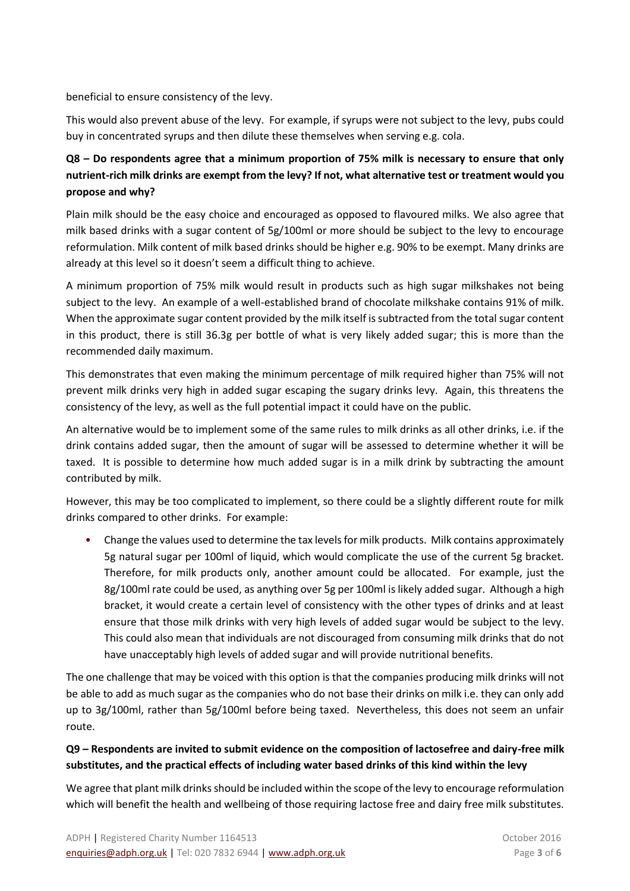beneficial to ensure consistency of the levy.

This would also prevent abuse of the levy. For example, if syrups were not subject to the levy, pubs could buy in concentrated syrups and then dilute these themselves when serving e.g. cola.

**Q8 – Do respondents agree that a minimum proportion of 75% milk is necessary to ensure that only nutrient-rich milk drinks are exempt from the levy? If not, what alternative test or treatment would you propose and why?**

Plain milk should be the easy choice and encouraged as opposed to flavoured milks. We also agree that milk based drinks with a sugar content of 5g/100ml or more should be subject to the levy to encourage reformulation. Milk content of milk based drinks should be higher e.g. 90% to be exempt. Many drinks are already at this level so it doesn't seem a difficult thing to achieve.

A minimum proportion of 75% milk would result in products such as high sugar milkshakes not being subject to the levy. An example of a well-established brand of chocolate milkshake contains 91% of milk. When the approximate sugar content provided by the milk itself is subtracted from the total sugar content in this product, there is still 36.3g per bottle of what is very likely added sugar; this is more than the recommended daily maximum.

This demonstrates that even making the minimum percentage of milk required higher than 75% will not prevent milk drinks very high in added sugar escaping the sugary drinks levy. Again, this threatens the consistency of the levy, as well as the full potential impact it could have on the public.

An alternative would be to implement some of the same rules to milk drinks as all other drinks, i.e. if the drink contains added sugar, then the amount of sugar will be assessed to determine whether it will be taxed. It is possible to determine how much added sugar is in a milk drink by subtracting the amount contributed by milk.

However, this may be too complicated to implement, so there could be a slightly different route for milk drinks compared to other drinks. For example:

- Change the values used to determine the tax levels for milk products. Milk contains approximately 5g natural sugar per 100ml of liquid, which would complicate the use of the current 5g bracket. Therefore, for milk products only, another amount could be allocated. For example, just the 8g/100ml rate could be used, as anything over 5g per 100ml is likely added sugar. Although a high bracket, it would create a certain level of consistency with the other types of drinks and at least ensure that those milk drinks with very high levels of added sugar would be subject to the levy. This could also mean that individuals are not discouraged from consuming milk drinks that do not have unacceptably high levels of added sugar and will provide nutritional benefits.

The one challenge that may be voiced with this option is that the companies producing milk drinks will not be able to add as much sugar as the companies who do not base their drinks on milk i.e. they can only add up to 3g/100ml, rather than 5g/100ml before being taxed. Nevertheless, this does not seem an unfair route.

**Q9 – Respondents are invited to submit evidence on the composition of lactosefree and dairy-free milk substitutes, and the practical effects of including water based drinks of this kind within the levy**

We agree that plant milk drinks should be included within the scope of the levy to encourage reformulation which will benefit the health and wellbeing of those requiring lactose free and dairy free milk substitutes.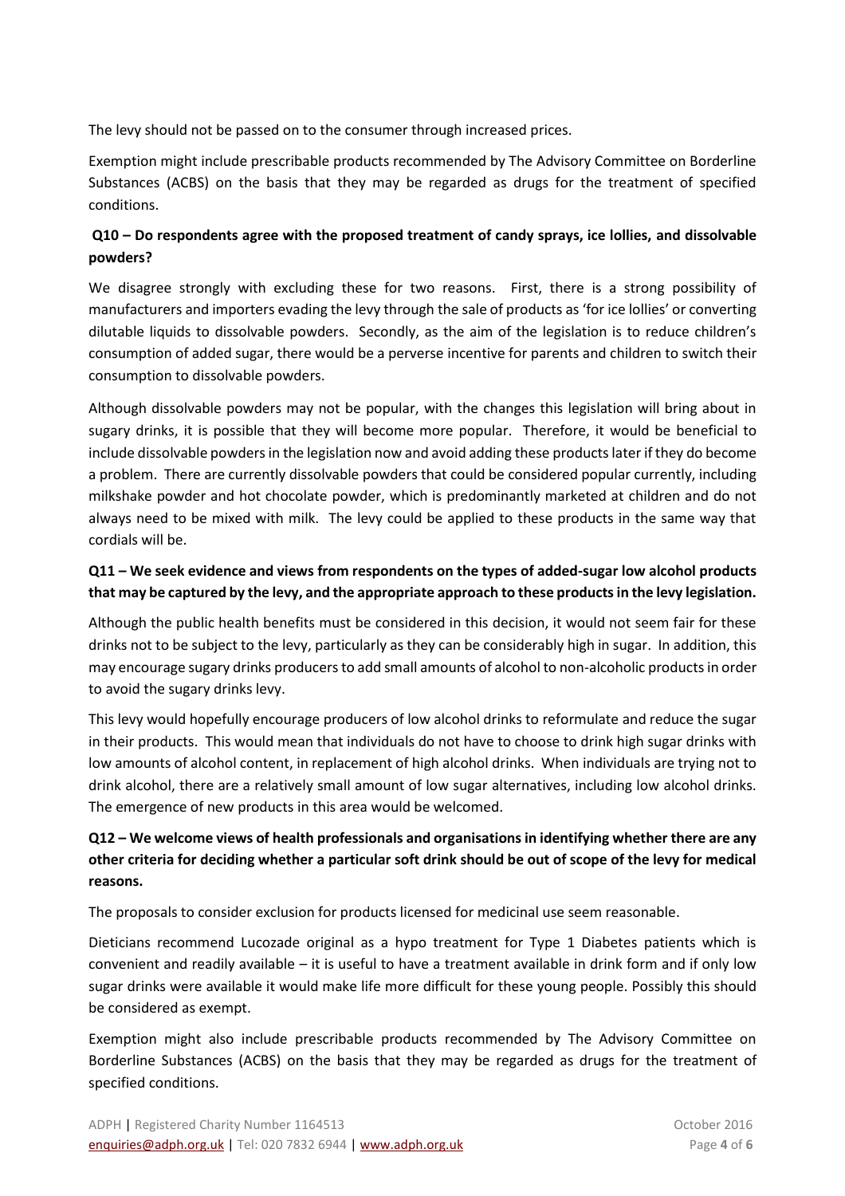The levy should not be passed on to the consumer through increased prices.

Exemption might include prescribable products recommended by The Advisory Committee on Borderline Substances (ACBS) on the basis that they may be regarded as drugs for the treatment of specified conditions.

**Q10 – Do respondents agree with the proposed treatment of candy sprays, ice lollies, and dissolvable powders?**

We disagree strongly with excluding these for two reasons. First, there is a strong possibility of manufacturers and importers evading the levy through the sale of products as 'for ice lollies' or converting dilutable liquids to dissolvable powders. Secondly, as the aim of the legislation is to reduce children's consumption of added sugar, there would be a perverse incentive for parents and children to switch their consumption to dissolvable powders.

Although dissolvable powders may not be popular, with the changes this legislation will bring about in sugary drinks, it is possible that they will become more popular. Therefore, it would be beneficial to include dissolvable powders in the legislation now and avoid adding these products later if they do become a problem. There are currently dissolvable powders that could be considered popular currently, including milkshake powder and hot chocolate powder, which is predominantly marketed at children and do not always need to be mixed with milk. The levy could be applied to these products in the same way that cordials will be.

**Q11 – We seek evidence and views from respondents on the types of added-sugar low alcohol products that may be captured by the levy, and the appropriate approach to these products in the levy legislation.**

Although the public health benefits must be considered in this decision, it would not seem fair for these drinks not to be subject to the levy, particularly as they can be considerably high in sugar. In addition, this may encourage sugary drinks producers to add small amounts of alcohol to non-alcoholic products in order to avoid the sugary drinks levy.

This levy would hopefully encourage producers of low alcohol drinks to reformulate and reduce the sugar in their products. This would mean that individuals do not have to choose to drink high sugar drinks with low amounts of alcohol content, in replacement of high alcohol drinks. When individuals are trying not to drink alcohol, there are a relatively small amount of low sugar alternatives, including low alcohol drinks. The emergence of new products in this area would be welcomed.

**Q12 – We welcome views of health professionals and organisations in identifying whether there are any other criteria for deciding whether a particular soft drink should be out of scope of the levy for medical reasons.**

The proposals to consider exclusion for products licensed for medicinal use seem reasonable.

Dieticians recommend Lucozade original as a hypo treatment for Type 1 Diabetes patients which is convenient and readily available – it is useful to have a treatment available in drink form and if only low sugar drinks were available it would make life more difficult for these young people. Possibly this should be considered as exempt.

Exemption might also include prescribable products recommended by The Advisory Committee on Borderline Substances (ACBS) on the basis that they may be regarded as drugs for the treatment of specified conditions.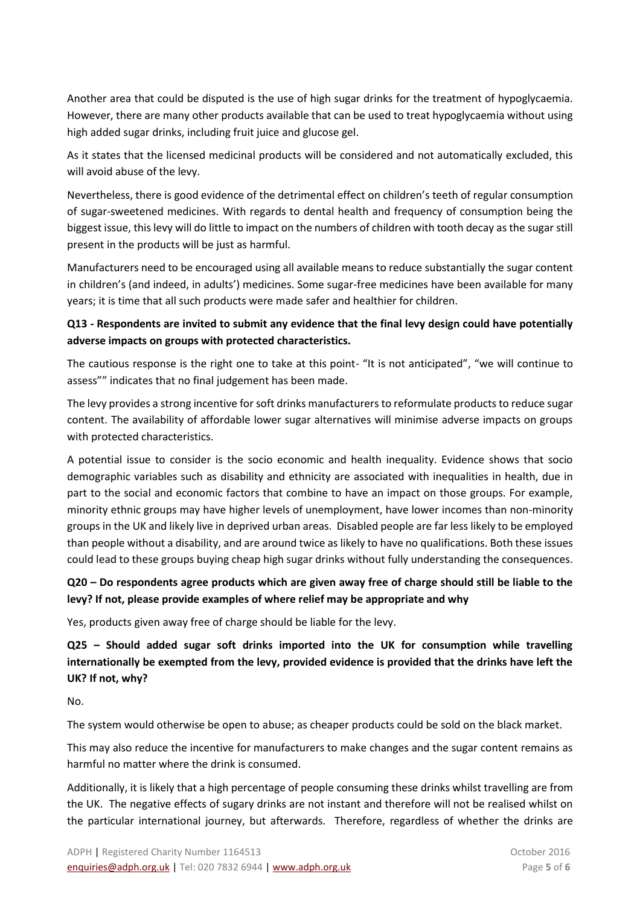Another area that could be disputed is the use of high sugar drinks for the treatment of hypoglycaemia. However, there are many other products available that can be used to treat hypoglycaemia without using high added sugar drinks, including fruit juice and glucose gel.

As it states that the licensed medicinal products will be considered and not automatically excluded, this will avoid abuse of the levy.

Nevertheless, there is good evidence of the detrimental effect on children's teeth of regular consumption of sugar-sweetened medicines. With regards to dental health and frequency of consumption being the biggest issue, this levy will do little to impact on the numbers of children with tooth decay as the sugar still present in the products will be just as harmful.

Manufacturers need to be encouraged using all available means to reduce substantially the sugar content in children's (and indeed, in adults') medicines. Some sugar-free medicines have been available for many years; it is time that all such products were made safer and healthier for children.

**Q13 - Respondents are invited to submit any evidence that the final levy design could have potentially adverse impacts on groups with protected characteristics.**

The cautious response is the right one to take at this point- "It is not anticipated", "we will continue to assess"" indicates that no final judgement has been made.

The levy provides a strong incentive for soft drinks manufacturers to reformulate products to reduce sugar content. The availability of affordable lower sugar alternatives will minimise adverse impacts on groups with protected characteristics.

A potential issue to consider is the socio economic and health inequality. Evidence shows that socio demographic variables such as disability and ethnicity are associated with inequalities in health, due in part to the social and economic factors that combine to have an impact on those groups. For example, minority ethnic groups may have higher levels of unemployment, have lower incomes than non-minority groups in the UK and likely live in deprived urban areas. Disabled people are far less likely to be employed than people without a disability, and are around twice as likely to have no qualifications. Both these issues could lead to these groups buying cheap high sugar drinks without fully understanding the consequences.

**Q20 – Do respondents agree products which are given away free of charge should still be liable to the levy? If not, please provide examples of where relief may be appropriate and why**

Yes, products given away free of charge should be liable for the levy.

**Q25 – Should added sugar soft drinks imported into the UK for consumption while travelling internationally be exempted from the levy, provided evidence is provided that the drinks have left the UK? If not, why?**

No.

The system would otherwise be open to abuse; as cheaper products could be sold on the black market.

This may also reduce the incentive for manufacturers to make changes and the sugar content remains as harmful no matter where the drink is consumed.

Additionally, it is likely that a high percentage of people consuming these drinks whilst travelling are from the UK. The negative effects of sugary drinks are not instant and therefore will not be realised whilst on the particular international journey, but afterwards. Therefore, regardless of whether the drinks are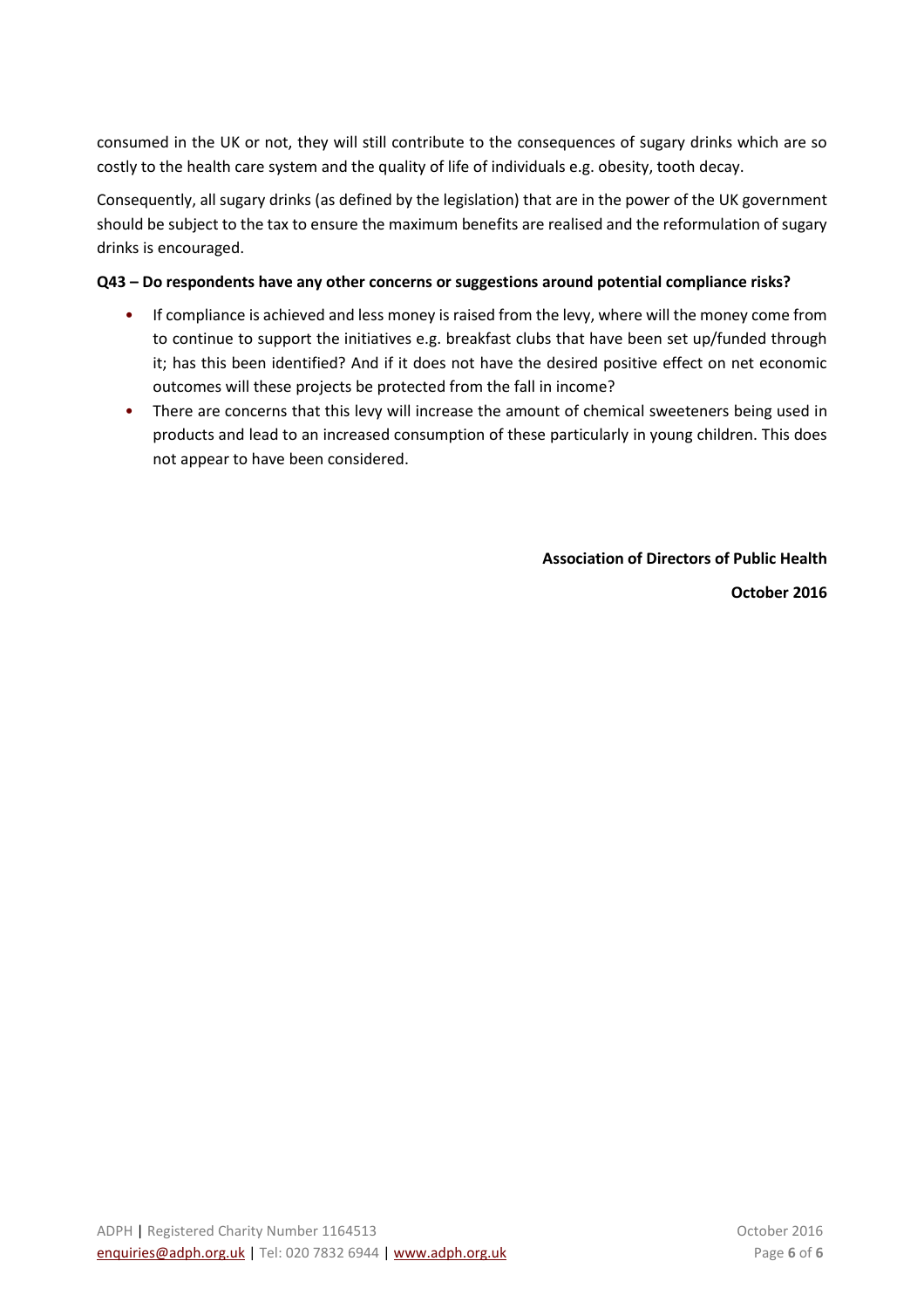consumed in the UK or not, they will still contribute to the consequences of sugary drinks which are so costly to the health care system and the quality of life of individuals e.g. obesity, tooth decay.

Consequently, all sugary drinks (as defined by the legislation) that are in the power of the UK government should be subject to the tax to ensure the maximum benefits are realised and the reformulation of sugary drinks is encouraged.

**Q43 – Do respondents have any other concerns or suggestions around potential compliance risks?**

- If compliance is achieved and less money is raised from the levy, where will the money come from to continue to support the initiatives e.g. breakfast clubs that have been set up/funded through it; has this been identified? And if it does not have the desired positive effect on net economic outcomes will these projects be protected from the fall in income?
- There are concerns that this levy will increase the amount of chemical sweeteners being used in products and lead to an increased consumption of these particularly in young children. This does not appear to have been considered.

**Association of Directors of Public Health**

**October 2016**